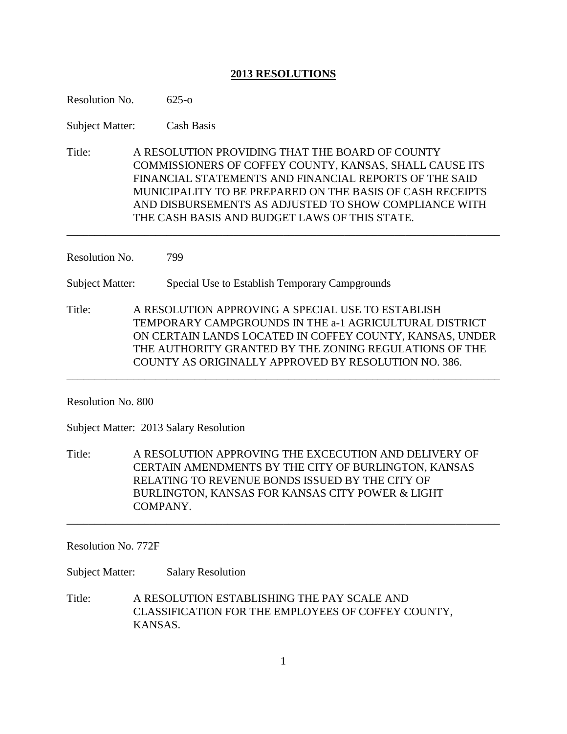## 2013 RESOLUTIONS

Resolution No. 625-o

Subject Matter: Cash Basis

Title: A RESOLUTION PROVIDING THAT THE BOARD OF COUNTY COMMISSIONERS OF COFFEY COUNTY, KANSAS, SHALL CAUSE ITS FINANCIAL STATEMENTS AND FINANCIAL REPORTS OF THE SAID MUNICIPALITY TO BE PREPARED ON THE BASIS OF CASH RECEIPTS AND DISBURSEMENTS AS ADJUSTED TO SHOW COMPLIANCE WITH THE CASH BASIS AND BUDGET LAWS OF THIS STATE.

---

Resolution No. 799

Subject Matter: Special Use to Establish Temporary Campgrounds

Title: A RESOLUTION APPROVING A SPECIAL USE TO ESTABLISH TEMPORARY CAMPGROUNDS IN THE a-1 AGRICULTURAL DISTRICT ON CERTAIN LANDS LOCATED IN COFFEY COUNTY, KANSAS, UNDER THE AUTHORITY GRANTED BY THE ZONING REGULATIONS OF THE COUNTY AS ORIGINALLY APPROVED BY RESOLUTION NO. 386.

---

Resolution No. 800

Subject Matter: 2013 Salary Resolution

Title: A RESOLUTION APPROVING THE EXCECUTION AND DELIVERY OF CERTAIN AMENDMENTS BY THE CITY OF BURLINGTON, KANSAS RELATING TO REVENUE BONDS ISSUED BY THE CITY OF BURLINGTON, KANSAS FOR KANSAS CITY POWER & LIGHT COMPANY.

---

Resolution No. 772F

Subject Matter: Salary Resolution

Title: A RESOLUTION ESTABLISHING THE PAY SCALE AND CLASSIFICATION FOR THE EMPLOYEES OF COFFEY COUNTY, KANSAS.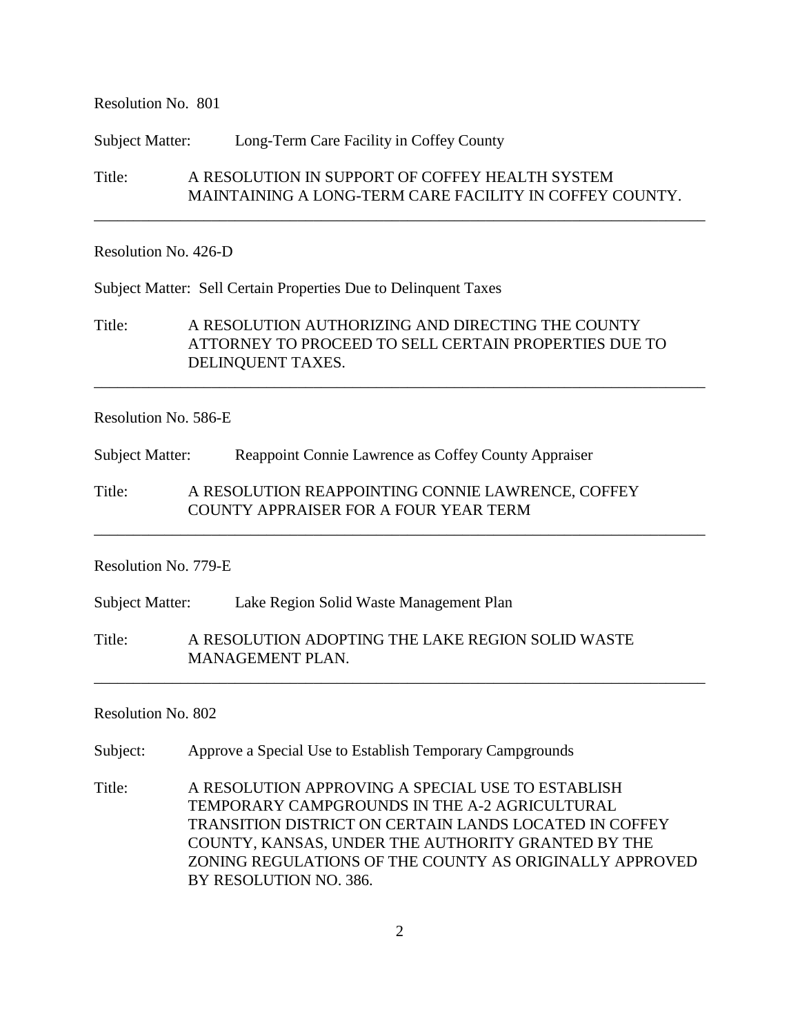Resolution No. 801

Subject Matter: Long-Term Care Facility in Coffey County

Title: A RESOLUTION IN SUPPORT OF COFFEY HEALTH SYSTEM MAINTAINING A LONG-TERM CARE FACILITY IN COFFEY COUNTY.

---

Resolution No. 426-D

Subject Matter: Sell Certain Properties Due to Delinquent Taxes

Title: A RESOLUTION AUTHORIZING AND DIRECTING THE COUNTY ATTORNEY TO PROCEED TO SELL CERTAIN PROPERTIES DUE TO DELINQUENT TAXES.

---

Resolution No. 586-E

Subject Matter: Reappoint Connie Lawrence as Coffey County Appraiser

Title: A RESOLUTION REAPPOINTING CONNIE LAWRENCE, COFFEY COUNTY APPRAISER FOR A FOUR YEAR TERM

---

Resolution No. 779-E

Subject Matter: Lake Region Solid Waste Management Plan

Title: A RESOLUTION ADOPTING THE LAKE REGION SOLID WASTE MANAGEMENT PLAN.

---

Resolution No. 802

Subject: Approve a Special Use to Establish Temporary Campgrounds

Title: A RESOLUTION APPROVING A SPECIAL USE TO ESTABLISH TEMPORARY CAMPGROUNDS IN THE A-2 AGRICULTURAL TRANSITION DISTRICT ON CERTAIN LANDS LOCATED IN COFFEY COUNTY, KANSAS, UNDER THE AUTHORITY GRANTED BY THE ZONING REGULATIONS OF THE COUNTY AS ORIGINALLY APPROVED BY RESOLUTION NO. 386.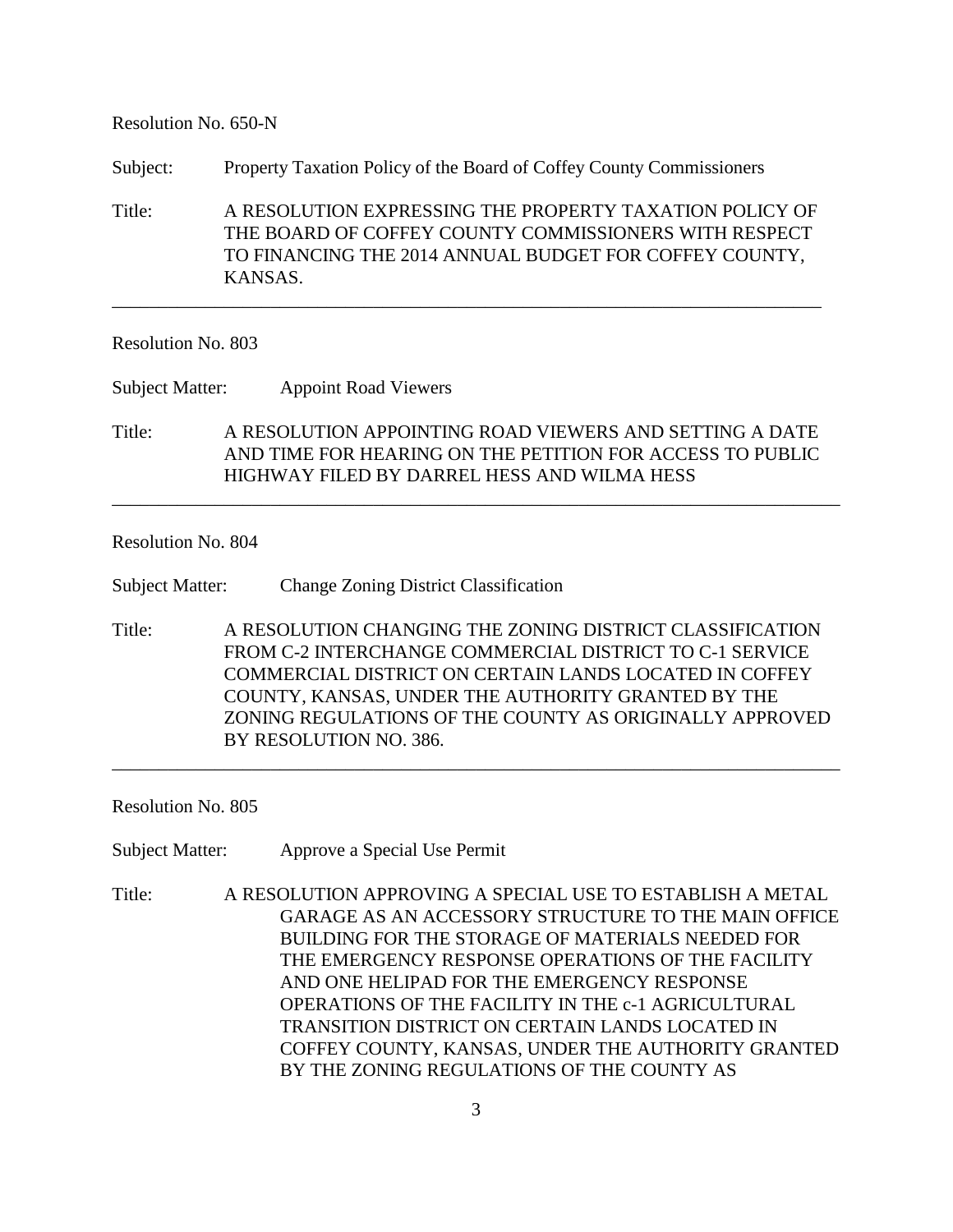Resolution No. 650-N

Subject: Property Taxation Policy of the Board of Coffey County Commissioners

Title: A RESOLUTION EXPRESSING THE PROPERTY TAXATION POLICY OF THE BOARD OF COFFEY COUNTY COMMISSIONERS WITH RESPECT TO FINANCING THE 2014 ANNUAL BUDGET FOR COFFEY COUNTY, KANSAS.

---

Resolution No. 803

Subject Matter: Appoint Road Viewers

Title: A RESOLUTION APPOINTING ROAD VIEWERS AND SETTING A DATE AND TIME FOR HEARING ON THE PETITION FOR ACCESS TO PUBLIC HIGHWAY FILED BY DARREL HESS AND WILMA HESS

---

Resolution No. 804

Subject Matter: Change Zoning District Classification

Title: A RESOLUTION CHANGING THE ZONING DISTRICT CLASSIFICATION FROM C-2 INTERCHANGE COMMERCIAL DISTRICT TO C-1 SERVICE COMMERCIAL DISTRICT ON CERTAIN LANDS LOCATED IN COFFEY COUNTY, KANSAS, UNDER THE AUTHORITY GRANTED BY THE ZONING REGULATIONS OF THE COUNTY AS ORIGINALLY APPROVED BY RESOLUTION NO. 386.

---

Resolution No. 805

Subject Matter: Approve a Special Use Permit

Title: A RESOLUTION APPROVING A SPECIAL USE TO ESTABLISH A METAL GARAGE AS AN ACCESSORY STRUCTURE TO THE MAIN OFFICE BUILDING FOR THE STORAGE OF MATERIALS NEEDED FOR THE EMERGENCY RESPONSE OPERATIONS OF THE FACILITY AND ONE HELIPAD FOR THE EMERGENCY RESPONSE OPERATIONS OF THE FACILITY IN THE c-1 AGRICULTURAL TRANSITION DISTRICT ON CERTAIN LANDS LOCATED IN COFFEY COUNTY, KANSAS, UNDER THE AUTHORITY GRANTED BY THE ZONING REGULATIONS OF THE COUNTY AS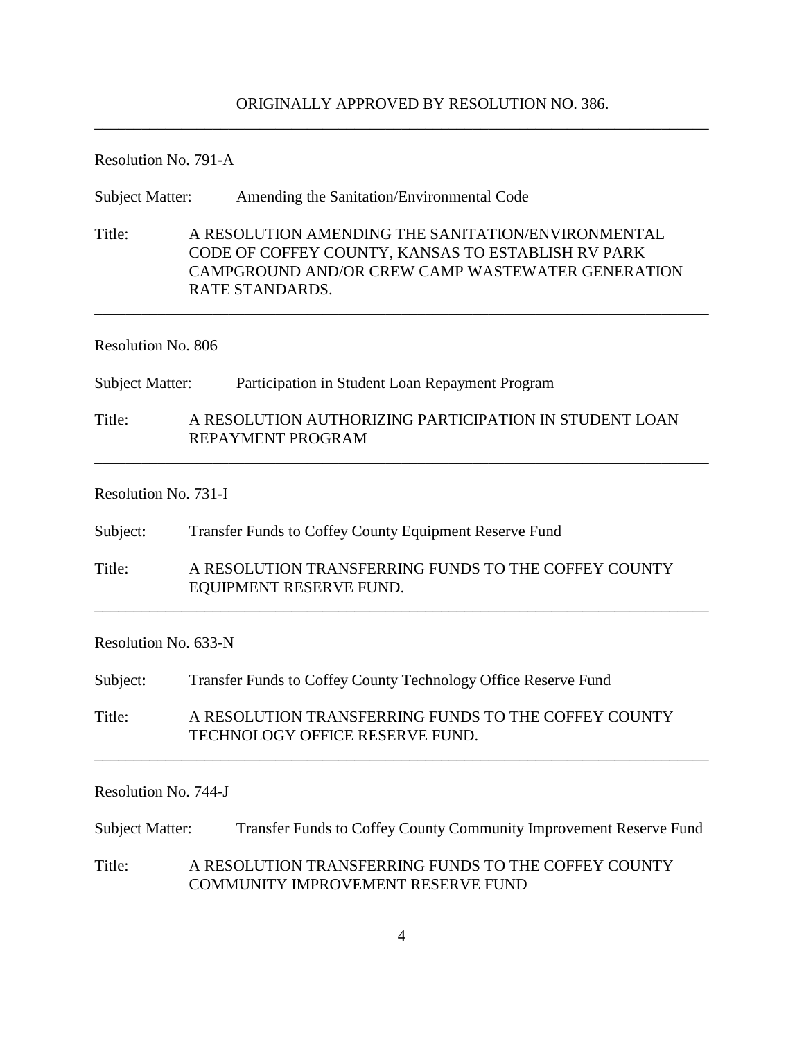ORIGINALLY APPROVED BY RESOLUTION NO. 386.

---

Resolution No. 791-A

Subject Matter: Amending the Sanitation/Environmental Code

Title: A RESOLUTION AMENDING THE SANITATION/ENVIRONMENTAL CODE OF COFFEY COUNTY, KANSAS TO ESTABLISH RV PARK CAMPGROUND AND/OR CREW CAMP WASTEWATER GENERATION RATE STANDARDS.

---

Resolution No. 806

Subject Matter: Participation in Student Loan Repayment Program

Title: A RESOLUTION AUTHORIZING PARTICIPATION IN STUDENT LOAN REPAYMENT PROGRAM

---

Resolution No. 731-I

Subject: Transfer Funds to Coffey County Equipment Reserve Fund

Title: A RESOLUTION TRANSFERRING FUNDS TO THE COFFEY COUNTY EQUIPMENT RESERVE FUND.

---

Resolution No. 633-N

Subject: Transfer Funds to Coffey County Technology Office Reserve Fund

Title: A RESOLUTION TRANSFERRING FUNDS TO THE COFFEY COUNTY TECHNOLOGY OFFICE RESERVE FUND.

---

Resolution No. 744-J

Subject Matter: Transfer Funds to Coffey County Community Improvement Reserve Fund

Title: A RESOLUTION TRANSFERRING FUNDS TO THE COFFEY COUNTY COMMUNITY IMPROVEMENT RESERVE FUND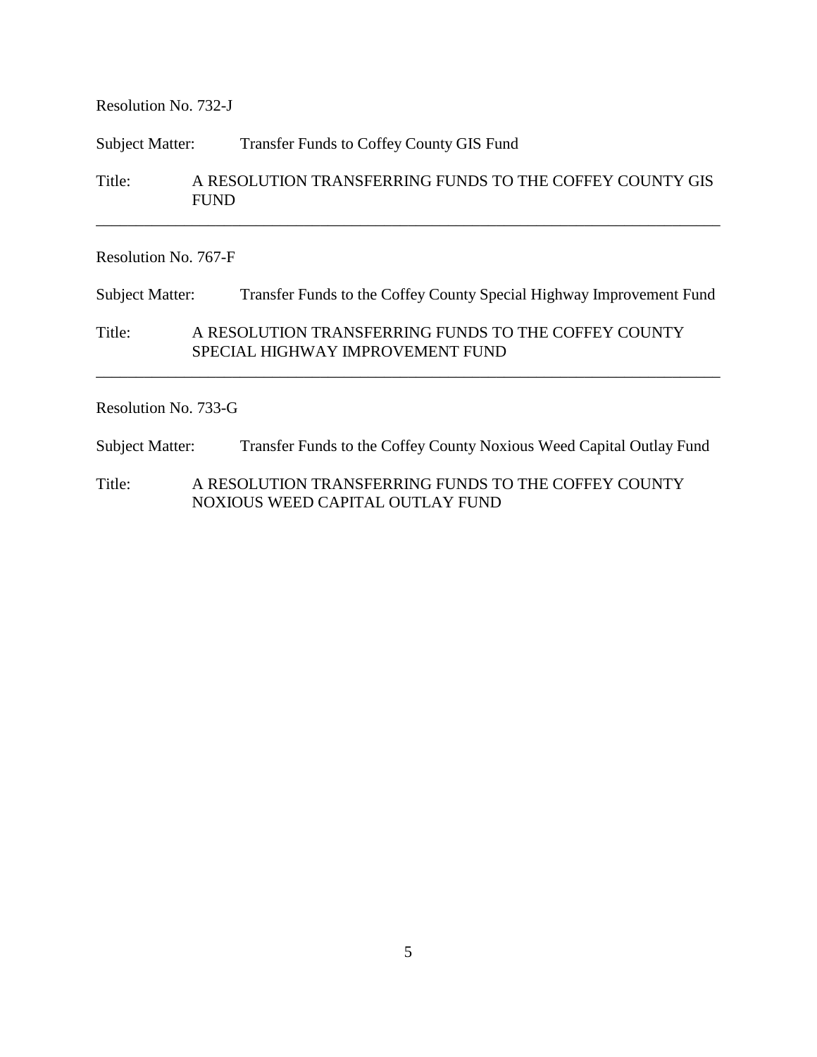Resolution No. 732-J

Subject Matter: Transfer Funds to Coffey County GIS Fund

Title: A RESOLUTION TRANSFERRING FUNDS TO THE COFFEY COUNTY GIS FUND

---

Resolution No. 767-F

Subject Matter: Transfer Funds to the Coffey County Special Highway Improvement Fund

Title: A RESOLUTION TRANSFERRING FUNDS TO THE COFFEY COUNTY SPECIAL HIGHWAY IMPROVEMENT FUND

---

Resolution No. 733-G

Subject Matter: Transfer Funds to the Coffey County Noxious Weed Capital Outlay Fund

Title: A RESOLUTION TRANSFERRING FUNDS TO THE COFFEY COUNTY NOXIOUS WEED CAPITAL OUTLAY FUND